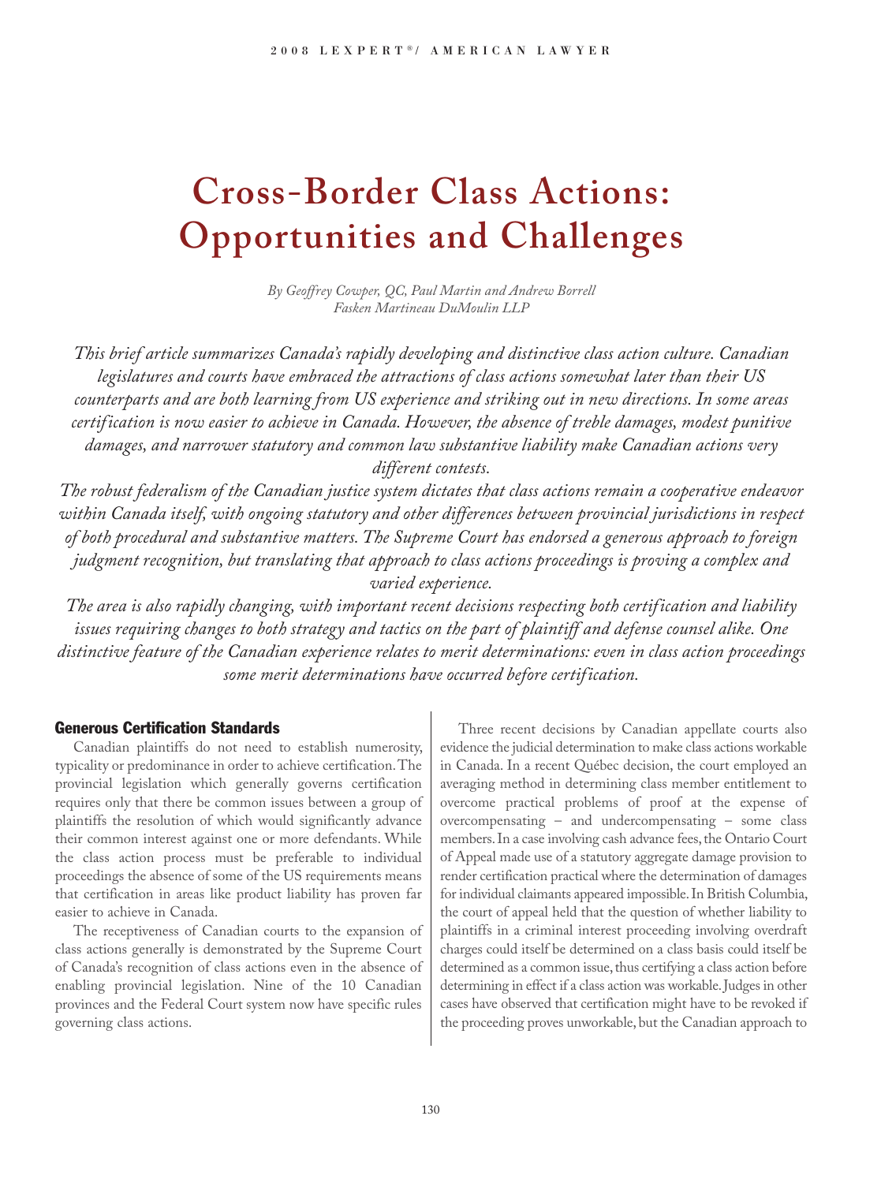# Cross-Border Class Actions: Opportunities and Challenges

*By Geoffrey Cowper, QC, Paul Martin and Andrew Borrell*
*Fasken Martineau DuMoulin LLP*

*This brief article summarizes Canada's rapidly developing and distinctive class action culture. Canadian legislatures and courts have embraced the attractions of class actions somewhat later than their US counterparts and are both learning from US experience and striking out in new directions. In some areas certification is now easier to achieve in Canada. However, the absence of treble damages, modest punitive damages, and narrower statutory and common law substantive liability make Canadian actions very different contests.*

*The robust federalism of the Canadian justice system dictates that class actions remain a cooperative endeavor within Canada itself, with ongoing statutory and other differences between provincial jurisdictions in respect of both procedural and substantive matters. The Supreme Court has endorsed a generous approach to foreign judgment recognition, but translating that approach to class actions proceedings is proving a complex and varied experience.*

*The area is also rapidly changing, with important recent decisions respecting both certification and liability issues requiring changes to both strategy and tactics on the part of plaintiff and defense counsel alike. One distinctive feature of the Canadian experience relates to merit determinations: even in class action proceedings some merit determinations have occurred before certification.*

## Generous Certification Standards

Canadian plaintiffs do not need to establish numerosity, typicality or predominance in order to achieve certification. The provincial legislation which generally governs certification requires only that there be common issues between a group of plaintiffs the resolution of which would significantly advance their common interest against one or more defendants. While the class action process must be preferable to individual proceedings the absence of some of the US requirements means that certification in areas like product liability has proven far easier to achieve in Canada.

The receptiveness of Canadian courts to the expansion of class actions generally is demonstrated by the Supreme Court of Canada's recognition of class actions even in the absence of enabling provincial legislation. Nine of the 10 Canadian provinces and the Federal Court system now have specific rules governing class actions.

Three recent decisions by Canadian appellate courts also evidence the judicial determination to make class actions workable in Canada. In a recent Québec decision, the court employed an averaging method in determining class member entitlement to overcome practical problems of proof at the expense of overcompensating – and undercompensating – some class members. In a case involving cash advance fees, the Ontario Court of Appeal made use of a statutory aggregate damage provision to render certification practical where the determination of damages for individual claimants appeared impossible. In British Columbia, the court of appeal held that the question of whether liability to plaintiffs in a criminal interest proceeding involving overdraft charges could itself be determined on a class basis could itself be determined as a common issue, thus certifying a class action before determining in effect if a class action was workable. Judges in other cases have observed that certification might have to be revoked if the proceeding proves unworkable, but the Canadian approach to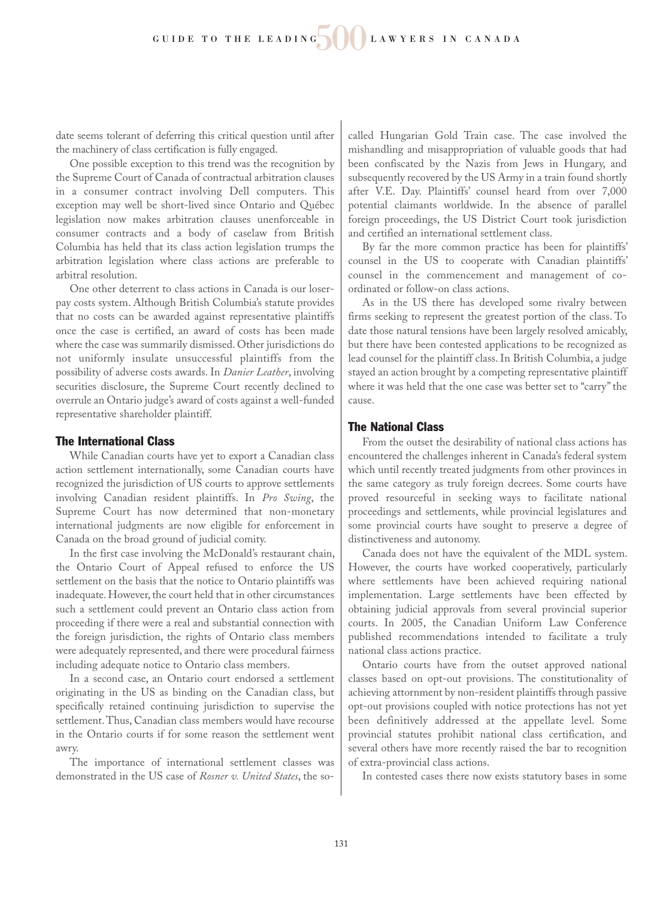date seems tolerant of deferring this critical question until after the machinery of class certification is fully engaged.

One possible exception to this trend was the recognition by the Supreme Court of Canada of contractual arbitration clauses in a consumer contract involving Dell computers. This exception may well be short-lived since Ontario and Québec legislation now makes arbitration clauses unenforceable in consumer contracts and a body of caselaw from British Columbia has held that its class action legislation trumps the arbitration legislation where class actions are preferable to arbitral resolution.

One other deterrent to class actions in Canada is our loser-pay costs system. Although British Columbia's statute provides that no costs can be awarded against representative plaintiffs once the case is certified, an award of costs has been made where the case was summarily dismissed. Other jurisdictions do not uniformly insulate unsuccessful plaintiffs from the possibility of adverse costs awards. In *Danier Leather*, involving securities disclosure, the Supreme Court recently declined to overrule an Ontario judge's award of costs against a well-funded representative shareholder plaintiff.

## The International Class

While Canadian courts have yet to export a Canadian class action settlement internationally, some Canadian courts have recognized the jurisdiction of US courts to approve settlements involving Canadian resident plaintiffs. In *Pro Swing*, the Supreme Court has now determined that non-monetary international judgments are now eligible for enforcement in Canada on the broad ground of judicial comity.

In the first case involving the McDonald's restaurant chain, the Ontario Court of Appeal refused to enforce the US settlement on the basis that the notice to Ontario plaintiffs was inadequate. However, the court held that in other circumstances such a settlement could prevent an Ontario class action from proceeding if there were a real and substantial connection with the foreign jurisdiction, the rights of Ontario class members were adequately represented, and there were procedural fairness including adequate notice to Ontario class members.

In a second case, an Ontario court endorsed a settlement originating in the US as binding on the Canadian class, but specifically retained continuing jurisdiction to supervise the settlement. Thus, Canadian class members would have recourse in the Ontario courts if for some reason the settlement went awry.

The importance of international settlement classes was demonstrated in the US case of *Rosner v. United States*, the so-called Hungarian Gold Train case. The case involved the mishandling and misappropriation of valuable goods that had been confiscated by the Nazis from Jews in Hungary, and subsequently recovered by the US Army in a train found shortly after V.E. Day. Plaintiffs' counsel heard from over 7,000 potential claimants worldwide. In the absence of parallel foreign proceedings, the US District Court took jurisdiction and certified an international settlement class.

By far the more common practice has been for plaintiffs' counsel in the US to cooperate with Canadian plaintiffs' counsel in the commencement and management of co-ordinated or follow-on class actions.

As in the US there has developed some rivalry between firms seeking to represent the greatest portion of the class. To date those natural tensions have been largely resolved amicably, but there have been contested applications to be recognized as lead counsel for the plaintiff class. In British Columbia, a judge stayed an action brought by a competing representative plaintiff where it was held that the one case was better set to "carry" the cause.

## The National Class

From the outset the desirability of national class actions has encountered the challenges inherent in Canada's federal system which until recently treated judgments from other provinces in the same category as truly foreign decrees. Some courts have proved resourceful in seeking ways to facilitate national proceedings and settlements, while provincial legislatures and some provincial courts have sought to preserve a degree of distinctiveness and autonomy.

Canada does not have the equivalent of the MDL system. However, the courts have worked cooperatively, particularly where settlements have been achieved requiring national implementation. Large settlements have been effected by obtaining judicial approvals from several provincial superior courts. In 2005, the Canadian Uniform Law Conference published recommendations intended to facilitate a truly national class actions practice.

Ontario courts have from the outset approved national classes based on opt-out provisions. The constitutionality of achieving attornment by non-resident plaintiffs through passive opt-out provisions coupled with notice protections has not yet been definitively addressed at the appellate level. Some provincial statutes prohibit national class certification, and several others have more recently raised the bar to recognition of extra-provincial class actions.

In contested cases there now exists statutory bases in some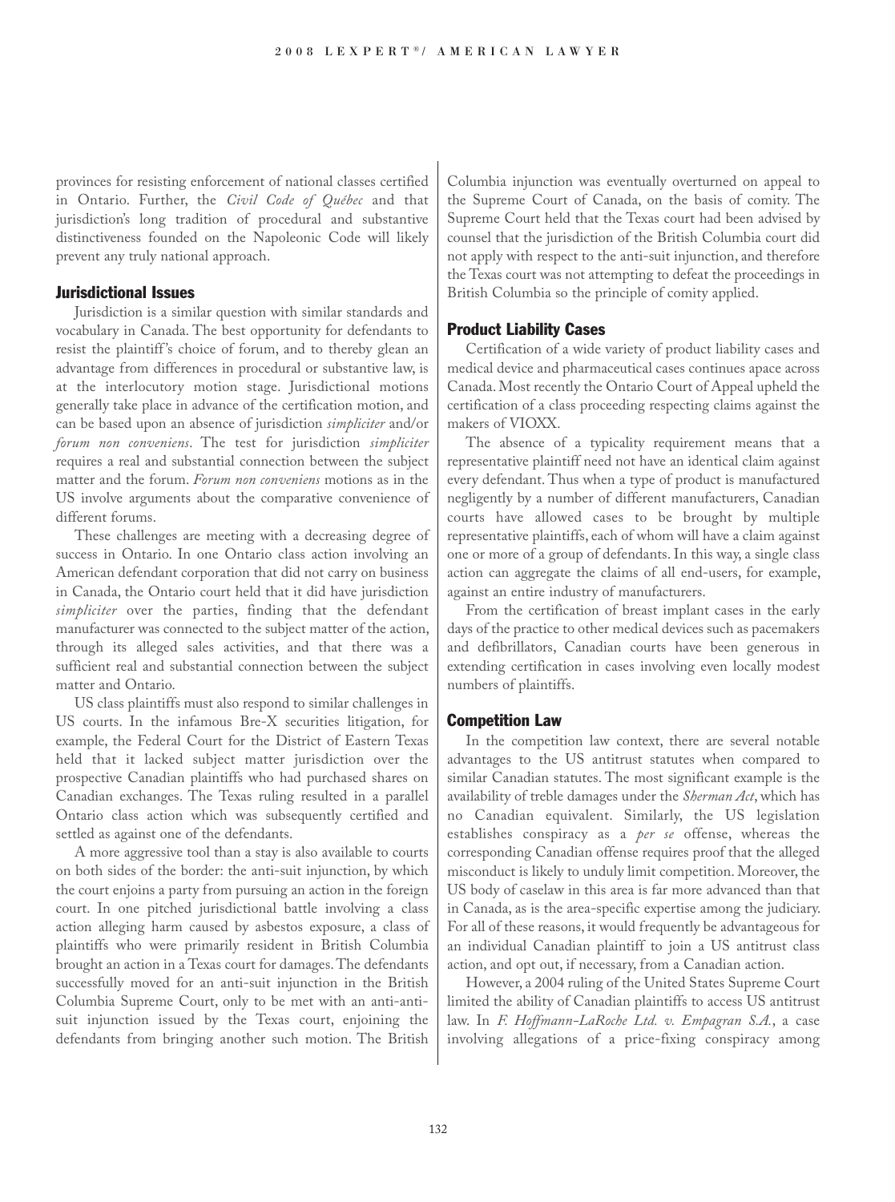provinces for resisting enforcement of national classes certified in Ontario. Further, the *Civil Code of Québec* and that jurisdiction's long tradition of procedural and substantive distinctiveness founded on the Napoleonic Code will likely prevent any truly national approach.

## Jurisdictional Issues

Jurisdiction is a similar question with similar standards and vocabulary in Canada. The best opportunity for defendants to resist the plaintiff's choice of forum, and to thereby glean an advantage from differences in procedural or substantive law, is at the interlocutory motion stage. Jurisdictional motions generally take place in advance of the certification motion, and can be based upon an absence of jurisdiction *simpliciter* and/or *forum non conveniens*. The test for jurisdiction *simpliciter* requires a real and substantial connection between the subject matter and the forum. *Forum non conveniens* motions as in the US involve arguments about the comparative convenience of different forums.

These challenges are meeting with a decreasing degree of success in Ontario. In one Ontario class action involving an American defendant corporation that did not carry on business in Canada, the Ontario court held that it did have jurisdiction *simpliciter* over the parties, finding that the defendant manufacturer was connected to the subject matter of the action, through its alleged sales activities, and that there was a sufficient real and substantial connection between the subject matter and Ontario.

US class plaintiffs must also respond to similar challenges in US courts. In the infamous Bre-X securities litigation, for example, the Federal Court for the District of Eastern Texas held that it lacked subject matter jurisdiction over the prospective Canadian plaintiffs who had purchased shares on Canadian exchanges. The Texas ruling resulted in a parallel Ontario class action which was subsequently certified and settled as against one of the defendants.

A more aggressive tool than a stay is also available to courts on both sides of the border: the anti-suit injunction, by which the court enjoins a party from pursuing an action in the foreign court. In one pitched jurisdictional battle involving a class action alleging harm caused by asbestos exposure, a class of plaintiffs who were primarily resident in British Columbia brought an action in a Texas court for damages. The defendants successfully moved for an anti-suit injunction in the British Columbia Supreme Court, only to be met with an anti-anti-suit injunction issued by the Texas court, enjoining the defendants from bringing another such motion. The British Columbia injunction was eventually overturned on appeal to the Supreme Court of Canada, on the basis of comity. The Supreme Court held that the Texas court had been advised by counsel that the jurisdiction of the British Columbia court did not apply with respect to the anti-suit injunction, and therefore the Texas court was not attempting to defeat the proceedings in British Columbia so the principle of comity applied.

## Product Liability Cases

Certification of a wide variety of product liability cases and medical device and pharmaceutical cases continues apace across Canada. Most recently the Ontario Court of Appeal upheld the certification of a class proceeding respecting claims against the makers of VIOXX.

The absence of a typicality requirement means that a representative plaintiff need not have an identical claim against every defendant. Thus when a type of product is manufactured negligently by a number of different manufacturers, Canadian courts have allowed cases to be brought by multiple representative plaintiffs, each of whom will have a claim against one or more of a group of defendants. In this way, a single class action can aggregate the claims of all end-users, for example, against an entire industry of manufacturers.

From the certification of breast implant cases in the early days of the practice to other medical devices such as pacemakers and defibrillators, Canadian courts have been generous in extending certification in cases involving even locally modest numbers of plaintiffs.

## Competition Law

In the competition law context, there are several notable advantages to the US antitrust statutes when compared to similar Canadian statutes. The most significant example is the availability of treble damages under the *Sherman Act*, which has no Canadian equivalent. Similarly, the US legislation establishes conspiracy as a *per se* offense, whereas the corresponding Canadian offense requires proof that the alleged misconduct is likely to unduly limit competition. Moreover, the US body of caselaw in this area is far more advanced than that in Canada, as is the area-specific expertise among the judiciary. For all of these reasons, it would frequently be advantageous for an individual Canadian plaintiff to join a US antitrust class action, and opt out, if necessary, from a Canadian action.

However, a 2004 ruling of the United States Supreme Court limited the ability of Canadian plaintiffs to access US antitrust law. In *F. Hoffmann-LaRoche Ltd. v. Empagran S.A.*, a case involving allegations of a price-fixing conspiracy among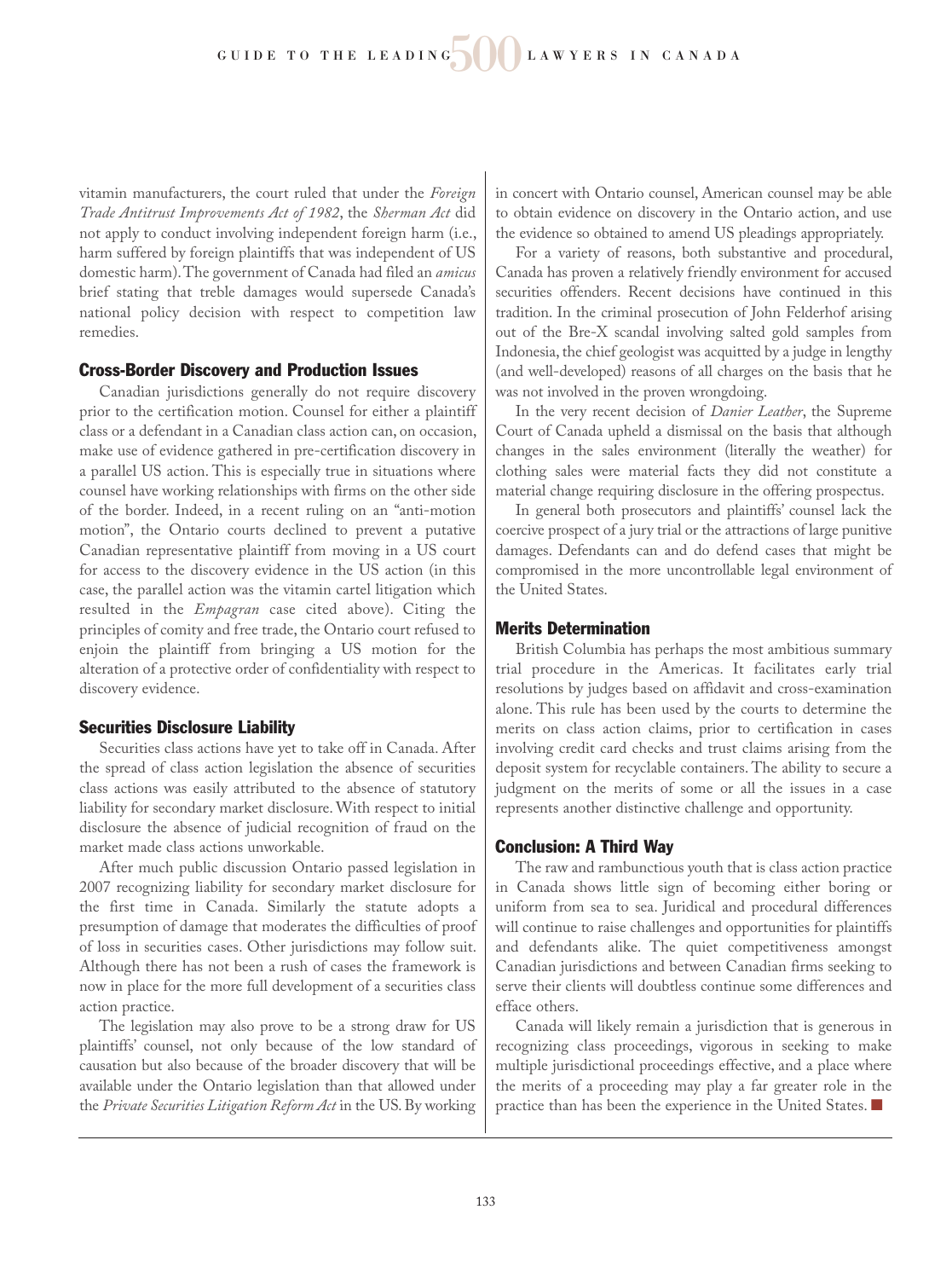vitamin manufacturers, the court ruled that under the *Foreign Trade Antitrust Improvements Act of 1982*, the *Sherman Act* did not apply to conduct involving independent foreign harm (i.e., harm suffered by foreign plaintiffs that was independent of US domestic harm). The government of Canada had filed an *amicus* brief stating that treble damages would supersede Canada's national policy decision with respect to competition law remedies.

### Cross-Border Discovery and Production Issues

Canadian jurisdictions generally do not require discovery prior to the certification motion. Counsel for either a plaintiff class or a defendant in a Canadian class action can, on occasion, make use of evidence gathered in pre-certification discovery in a parallel US action. This is especially true in situations where counsel have working relationships with firms on the other side of the border. Indeed, in a recent ruling on an "anti-motion motion", the Ontario courts declined to prevent a putative Canadian representative plaintiff from moving in a US court for access to the discovery evidence in the US action (in this case, the parallel action was the vitamin cartel litigation which resulted in the *Empagran* case cited above). Citing the principles of comity and free trade, the Ontario court refused to enjoin the plaintiff from bringing a US motion for the alteration of a protective order of confidentiality with respect to discovery evidence.

### Securities Disclosure Liability

Securities class actions have yet to take off in Canada. After the spread of class action legislation the absence of securities class actions was easily attributed to the absence of statutory liability for secondary market disclosure. With respect to initial disclosure the absence of judicial recognition of fraud on the market made class actions unworkable.

After much public discussion Ontario passed legislation in 2007 recognizing liability for secondary market disclosure for the first time in Canada. Similarly the statute adopts a presumption of damage that moderates the difficulties of proof of loss in securities cases. Other jurisdictions may follow suit. Although there has not been a rush of cases the framework is now in place for the more full development of a securities class action practice.

The legislation may also prove to be a strong draw for US plaintiffs' counsel, not only because of the low standard of causation but also because of the broader discovery that will be available under the Ontario legislation than that allowed under the *Private Securities Litigation Reform Act* in the US. By working in concert with Ontario counsel, American counsel may be able to obtain evidence on discovery in the Ontario action, and use the evidence so obtained to amend US pleadings appropriately.

For a variety of reasons, both substantive and procedural, Canada has proven a relatively friendly environment for accused securities offenders. Recent decisions have continued in this tradition. In the criminal prosecution of John Felderhof arising out of the Bre-X scandal involving salted gold samples from Indonesia, the chief geologist was acquitted by a judge in lengthy (and well-developed) reasons of all charges on the basis that he was not involved in the proven wrongdoing.

In the very recent decision of *Danier Leather*, the Supreme Court of Canada upheld a dismissal on the basis that although changes in the sales environment (literally the weather) for clothing sales were material facts they did not constitute a material change requiring disclosure in the offering prospectus.

In general both prosecutors and plaintiffs' counsel lack the coercive prospect of a jury trial or the attractions of large punitive damages. Defendants can and do defend cases that might be compromised in the more uncontrollable legal environment of the United States.

### Merits Determination

British Columbia has perhaps the most ambitious summary trial procedure in the Americas. It facilitates early trial resolutions by judges based on affidavit and cross-examination alone. This rule has been used by the courts to determine the merits on class action claims, prior to certification in cases involving credit card checks and trust claims arising from the deposit system for recyclable containers. The ability to secure a judgment on the merits of some or all the issues in a case represents another distinctive challenge and opportunity.

### Conclusion: A Third Way

The raw and rambunctious youth that is class action practice in Canada shows little sign of becoming either boring or uniform from sea to sea. Juridical and procedural differences will continue to raise challenges and opportunities for plaintiffs and defendants alike. The quiet competitiveness amongst Canadian jurisdictions and between Canadian firms seeking to serve their clients will doubtless continue some differences and efface others.

Canada will likely remain a jurisdiction that is generous in recognizing class proceedings, vigorous in seeking to make multiple jurisdictional proceedings effective, and a place where the merits of a proceeding may play a far greater role in the practice than has been the experience in the United States. ■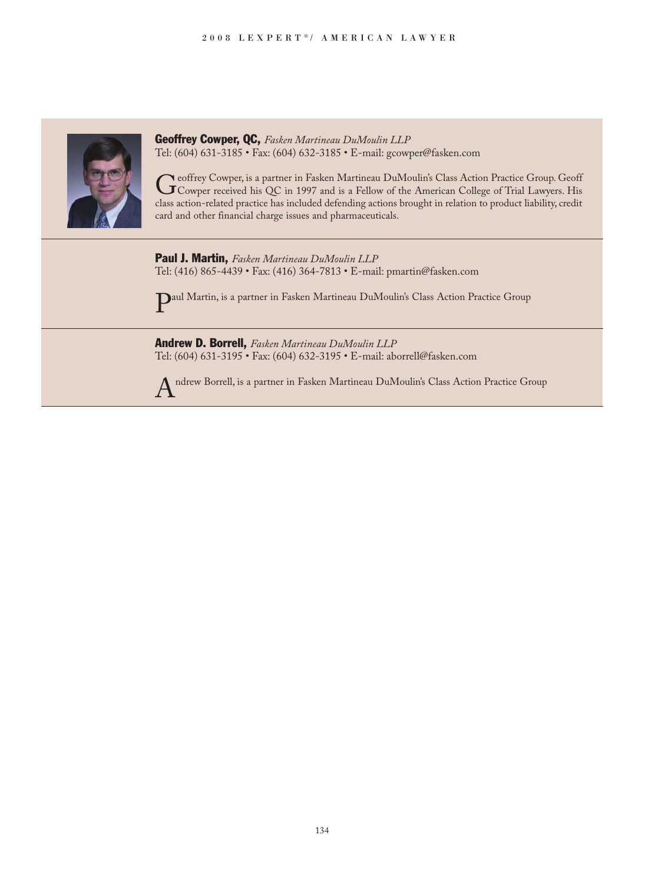**Geoffrey Cowper, QC,** *Fasken Martineau DuMoulin LLP*
Tel: (604) 631-3185 • Fax: (604) 632-3185 • E-mail: gcowper@fasken.com

Geoffrey Cowper, is a partner in Fasken Martineau DuMoulin's Class Action Practice Group. Geoff Cowper received his QC in 1997 and is a Fellow of the American College of Trial Lawyers. His class action-related practice has included defending actions brought in relation to product liability, credit card and other financial charge issues and pharmaceuticals.

---

**Paul J. Martin,** *Fasken Martineau DuMoulin LLP*
Tel: (416) 865-4439 • Fax: (416) 364-7813 • E-mail: pmartin@fasken.com

Paul Martin, is a partner in Fasken Martineau DuMoulin's Class Action Practice Group

---

**Andrew D. Borrell,** *Fasken Martineau DuMoulin LLP*
Tel: (604) 631-3195 • Fax: (604) 632-3195 • E-mail: aborrell@fasken.com

Andrew Borrell, is a partner in Fasken Martineau DuMoulin's Class Action Practice Group